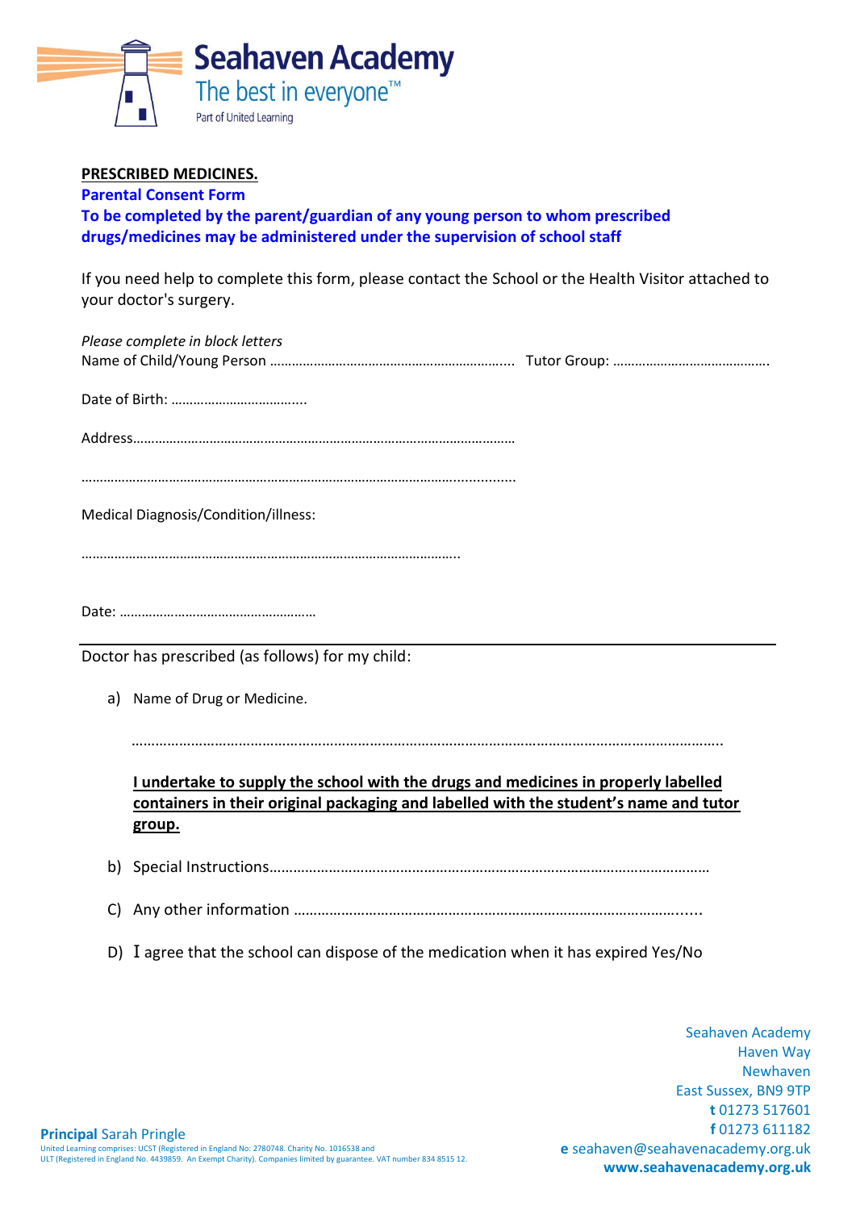Seahaven Academy

The best in everyone™

Part of United Learning

**PRESCRIBED MEDICINES.**

**Parental Consent Form**

**To be completed by the parent/guardian of any young person to whom prescribed drugs/medicines may be administered under the supervision of school staff**

If you need help to complete this form, please contact the School or the Health Visitor attached to your doctor's surgery.

*Please complete in block letters*

Name of Child/Young Person ……………………………………………………….. Tutor Group: …………………………………….

Date of Birth: ……………………………...

Address……………………………………………………………………………………………

………………………………………………………………………………………………..........

Medical Diagnosis/Condition/illness:

…………………………………………………………………………………………

Date: ………………………………………………

---

Doctor has prescribed (as follows) for my child:

a) Name of Drug or Medicine.

………………………………………………………………………………………………………………………………….

**I undertake to supply the school with the drugs and medicines in properly labelled containers in their original packaging and labelled with the student's name and tutor group.**

b) Special Instructions……………………………………………………………………………………………………

C) Any other information ……………………………………………………………………………………......

D) I agree that the school can dispose of the medication when it has expired Yes/No

Seahaven Academy
Haven Way
Newhaven
East Sussex, BN9 9TP
**t** 01273 517601
**f** 01273 611182
**e** seahaven@seahavenacademy.org.uk
**www.seahavenacademy.org.uk**

**Principal** Sarah Pringle

United Learning comprises: UCST (Registered in England No: 2780748. Charity No. 1016538 and ULT (Registered in England No. 4439859. An Exempt Charity). Companies limited by guarantee. VAT number 834 8515 12.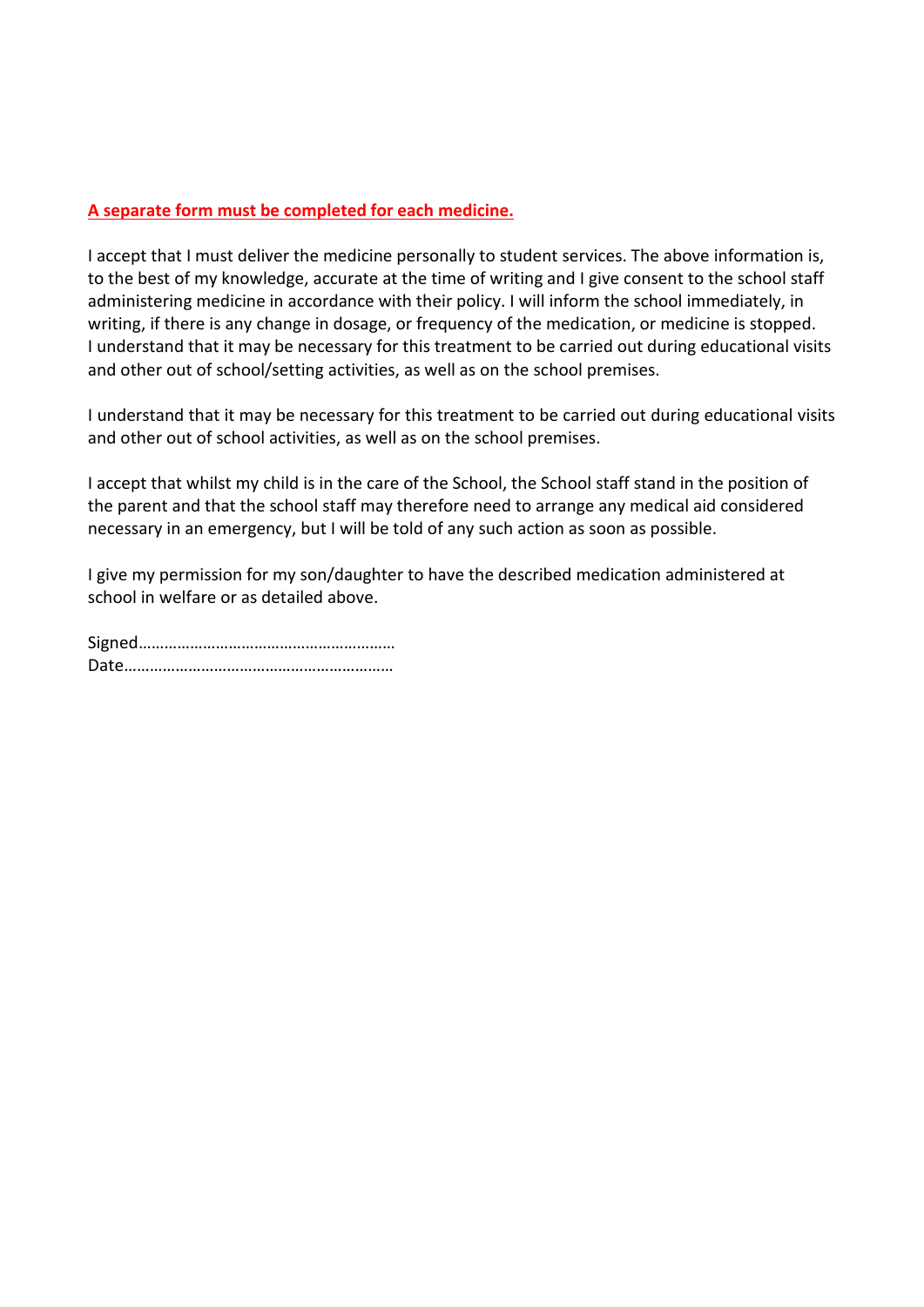**A separate form must be completed for each medicine.**

I accept that I must deliver the medicine personally to student services. The above information is, to the best of my knowledge, accurate at the time of writing and I give consent to the school staff administering medicine in accordance with their policy. I will inform the school immediately, in writing, if there is any change in dosage, or frequency of the medication, or medicine is stopped. I understand that it may be necessary for this treatment to be carried out during educational visits and other out of school/setting activities, as well as on the school premises.

I understand that it may be necessary for this treatment to be carried out during educational visits and other out of school activities, as well as on the school premises.

I accept that whilst my child is in the care of the School, the School staff stand in the position of the parent and that the school staff may therefore need to arrange any medical aid considered necessary in an emergency, but I will be told of any such action as soon as possible.

I give my permission for my son/daughter to have the described medication administered at school in welfare or as detailed above.

Signed……………………………………………………
Date………………………………………………………